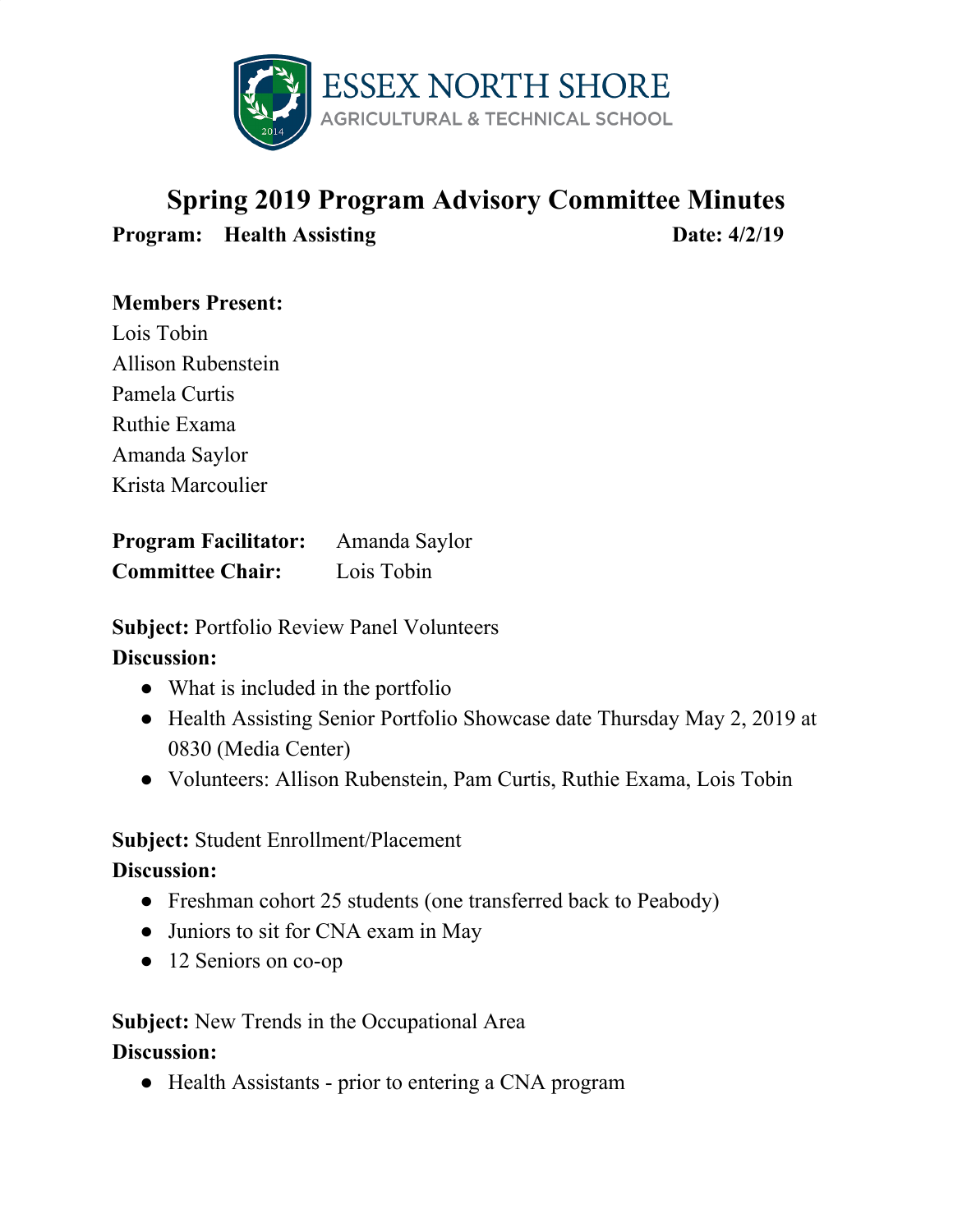ESSEX NORTH SHORE
AGRICULTURAL & TECHNICAL SCHOOL

# Spring 2019 Program Advisory Committee Minutes

**Program: Health Assisting** **Date: 4/2/19**

**Members Present:**

Lois Tobin
Allison Rubenstein
Pamela Curtis
Ruthie Exama
Amanda Saylor
Krista Marcoulier

**Program Facilitator:** Amanda Saylor
**Committee Chair:** Lois Tobin

**Subject:** Portfolio Review Panel Volunteers

**Discussion:**

- What is included in the portfolio
- Health Assisting Senior Portfolio Showcase date Thursday May 2, 2019 at 0830 (Media Center)
- Volunteers: Allison Rubenstein, Pam Curtis, Ruthie Exama, Lois Tobin

**Subject:** Student Enrollment/Placement

**Discussion:**

- Freshman cohort 25 students (one transferred back to Peabody)
- Juniors to sit for CNA exam in May
- 12 Seniors on co-op

**Subject:** New Trends in the Occupational Area

**Discussion:**

- Health Assistants - prior to entering a CNA program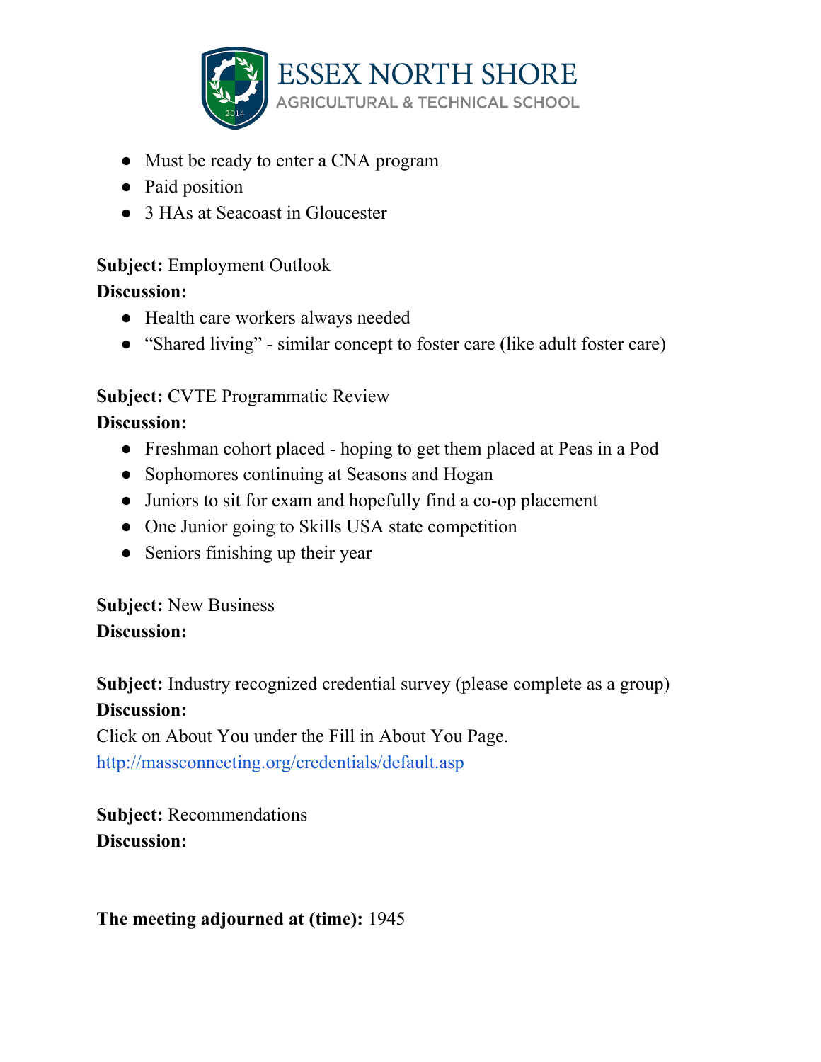- Must be ready to enter a CNA program
- Paid position
- 3 HAs at Seacoast in Gloucester

**Subject:** Employment Outlook
**Discussion:**

- Health care workers always needed
- "Shared living" - similar concept to foster care (like adult foster care)

**Subject:** CVTE Programmatic Review
**Discussion:**

- Freshman cohort placed - hoping to get them placed at Peas in a Pod
- Sophomores continuing at Seasons and Hogan
- Juniors to sit for exam and hopefully find a co-op placement
- One Junior going to Skills USA state competition
- Seniors finishing up their year

**Subject:** New Business
**Discussion:**

**Subject:** Industry recognized credential survey (please complete as a group)
**Discussion:**
Click on About You under the Fill in About You Page.
[http://massconnecting.org/credentials/default.asp](http://massconnecting.org/credentials/default.asp)

**Subject:** Recommendations
**Discussion:**

**The meeting adjourned at (time):** 1945